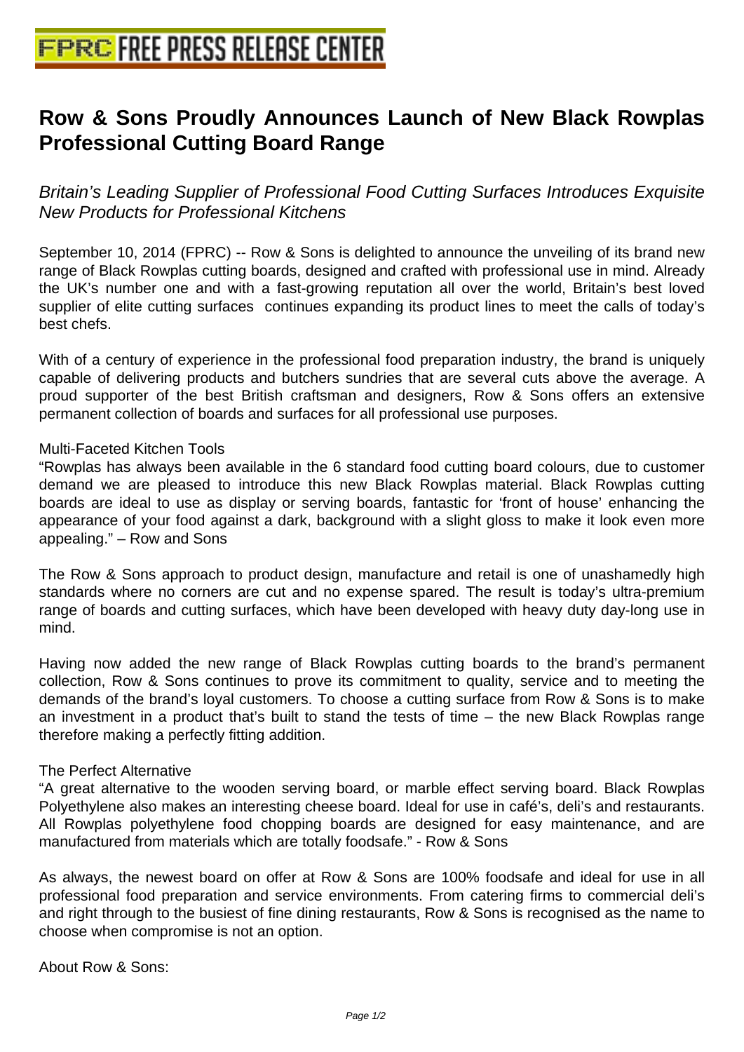# FPRC FREE PRESS RELEASE CENTER

## Row & Sons Proudly Announces Launch of New Black Rowplas Professional Cutting Board Range

*Britain's Leading Supplier of Professional Food Cutting Surfaces Introduces Exquisite New Products for Professional Kitchens*

September 10, 2014 (FPRC) -- Row & Sons is delighted to announce the unveiling of its brand new range of Black Rowplas cutting boards, designed and crafted with professional use in mind. Already the UK's number one and with a fast-growing reputation all over the world, Britain's best loved supplier of elite cutting surfaces continues expanding its product lines to meet the calls of today's best chefs.

With of a century of experience in the professional food preparation industry, the brand is uniquely capable of delivering products and butchers sundries that are several cuts above the average. A proud supporter of the best British craftsman and designers, Row & Sons offers an extensive permanent collection of boards and surfaces for all professional use purposes.

Multi-Faceted Kitchen Tools

"Rowplas has always been available in the 6 standard food cutting board colours, due to customer demand we are pleased to introduce this new Black Rowplas material. Black Rowplas cutting boards are ideal to use as display or serving boards, fantastic for 'front of house' enhancing the appearance of your food against a dark, background with a slight gloss to make it look even more appealing." – Row and Sons

The Row & Sons approach to product design, manufacture and retail is one of unashamedly high standards where no corners are cut and no expense spared. The result is today's ultra-premium range of boards and cutting surfaces, which have been developed with heavy duty day-long use in mind.

Having now added the new range of Black Rowplas cutting boards to the brand's permanent collection, Row & Sons continues to prove its commitment to quality, service and to meeting the demands of the brand's loyal customers. To choose a cutting surface from Row & Sons is to make an investment in a product that's built to stand the tests of time – the new Black Rowplas range therefore making a perfectly fitting addition.

The Perfect Alternative

"A great alternative to the wooden serving board, or marble effect serving board. Black Rowplas Polyethylene also makes an interesting cheese board. Ideal for use in café's, deli's and restaurants. All Rowplas polyethylene food chopping boards are designed for easy maintenance, and are manufactured from materials which are totally foodsafe." - Row & Sons

As always, the newest board on offer at Row & Sons are 100% foodsafe and ideal for use in all professional food preparation and service environments. From catering firms to commercial deli's and right through to the busiest of fine dining restaurants, Row & Sons is recognised as the name to choose when compromise is not an option.

About Row & Sons: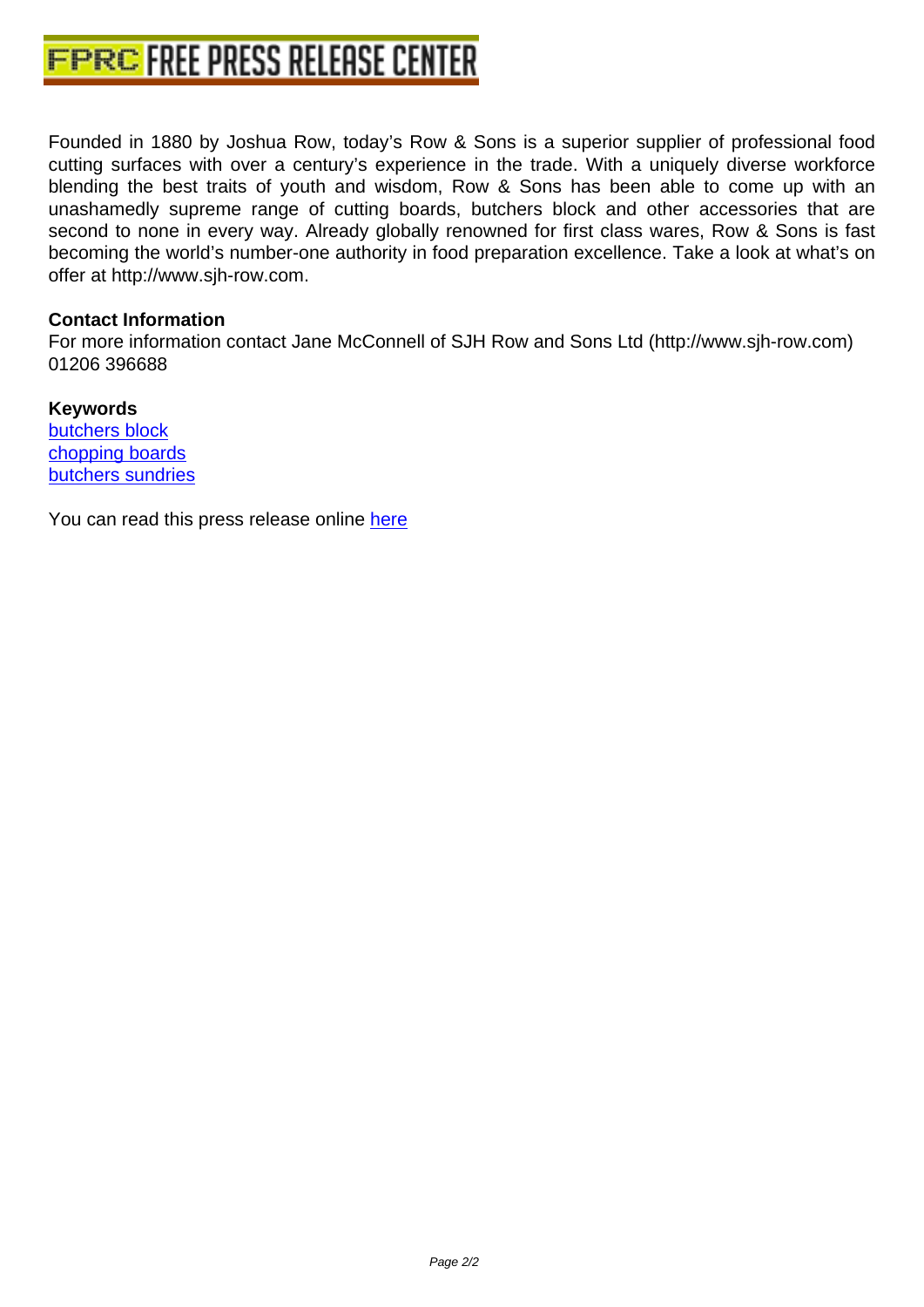Founded in 1880 by Joshua Row, today's Row & Sons is a superior supplier of professional food cutting surfaces with over a century's experience in the trade. With a uniquely diverse workforce blending the best traits of youth and wisdom, Row & Sons has been able to come up with an unashamedly supreme range of cutting boards, butchers block and other accessories that are second to none in every way. Already globally renowned for first class wares, Row & Sons is fast becoming the world's number-one authority in food preparation excellence. Take a look at what's on offer at http://www.sjh-row.com.

**Contact Information**
For more information contact Jane McConnell of SJH Row and Sons Ltd (http://www.sjh-row.com)
01206 396688

**Keywords**
butchers block
chopping boards
butchers sundries

You can read this press release online here